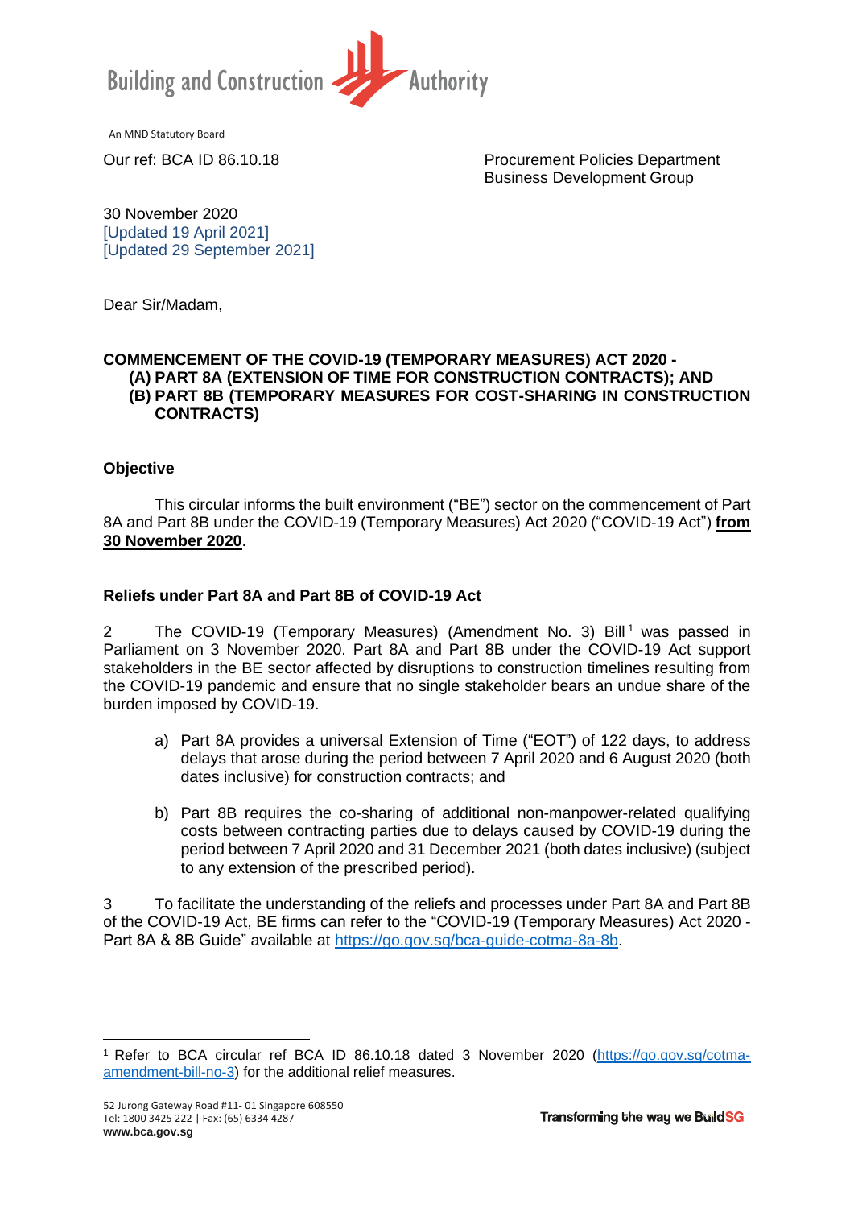Building and Construction Authority

An MND Statutory Board

Our ref: BCA ID 86.10.18

Procurement Policies Department
Business Development Group

30 November 2020
[Updated 19 April 2021]
[Updated 29 September 2021]

Dear Sir/Madam,

**COMMENCEMENT OF THE COVID-19 (TEMPORARY MEASURES) ACT 2020 -**
**(A) PART 8A (EXTENSION OF TIME FOR CONSTRUCTION CONTRACTS); AND**
**(B) PART 8B (TEMPORARY MEASURES FOR COST-SHARING IN CONSTRUCTION CONTRACTS)**

**Objective**

This circular informs the built environment ("BE") sector on the commencement of Part 8A and Part 8B under the COVID-19 (Temporary Measures) Act 2020 ("COVID-19 Act") **from 30 November 2020**.

**Reliefs under Part 8A and Part 8B of COVID-19 Act**

2 The COVID-19 (Temporary Measures) (Amendment No. 3) Bill[1] was passed in Parliament on 3 November 2020. Part 8A and Part 8B under the COVID-19 Act support stakeholders in the BE sector affected by disruptions to construction timelines resulting from the COVID-19 pandemic and ensure that no single stakeholder bears an undue share of the burden imposed by COVID-19.

a) Part 8A provides a universal Extension of Time ("EOT") of 122 days, to address delays that arose during the period between 7 April 2020 and 6 August 2020 (both dates inclusive) for construction contracts; and

b) Part 8B requires the co-sharing of additional non-manpower-related qualifying costs between contracting parties due to delays caused by COVID-19 during the period between 7 April 2020 and 31 December 2021 (both dates inclusive) (subject to any extension of the prescribed period).

3 To facilitate the understanding of the reliefs and processes under Part 8A and Part 8B of the COVID-19 Act, BE firms can refer to the "COVID-19 (Temporary Measures) Act 2020 - Part 8A & 8B Guide" available at https://go.gov.sg/bca-guide-cotma-8a-8b.

[1] Refer to BCA circular ref BCA ID 86.10.18 dated 3 November 2020 (https://go.gov.sg/cotma-amendment-bill-no-3) for the additional relief measures.

52 Jurong Gateway Road #11- 01 Singapore 608550
Tel: 1800 3425 222 | Fax: (65) 6334 4287
**www.bca.gov.sg**

Transforming the way we BuildSG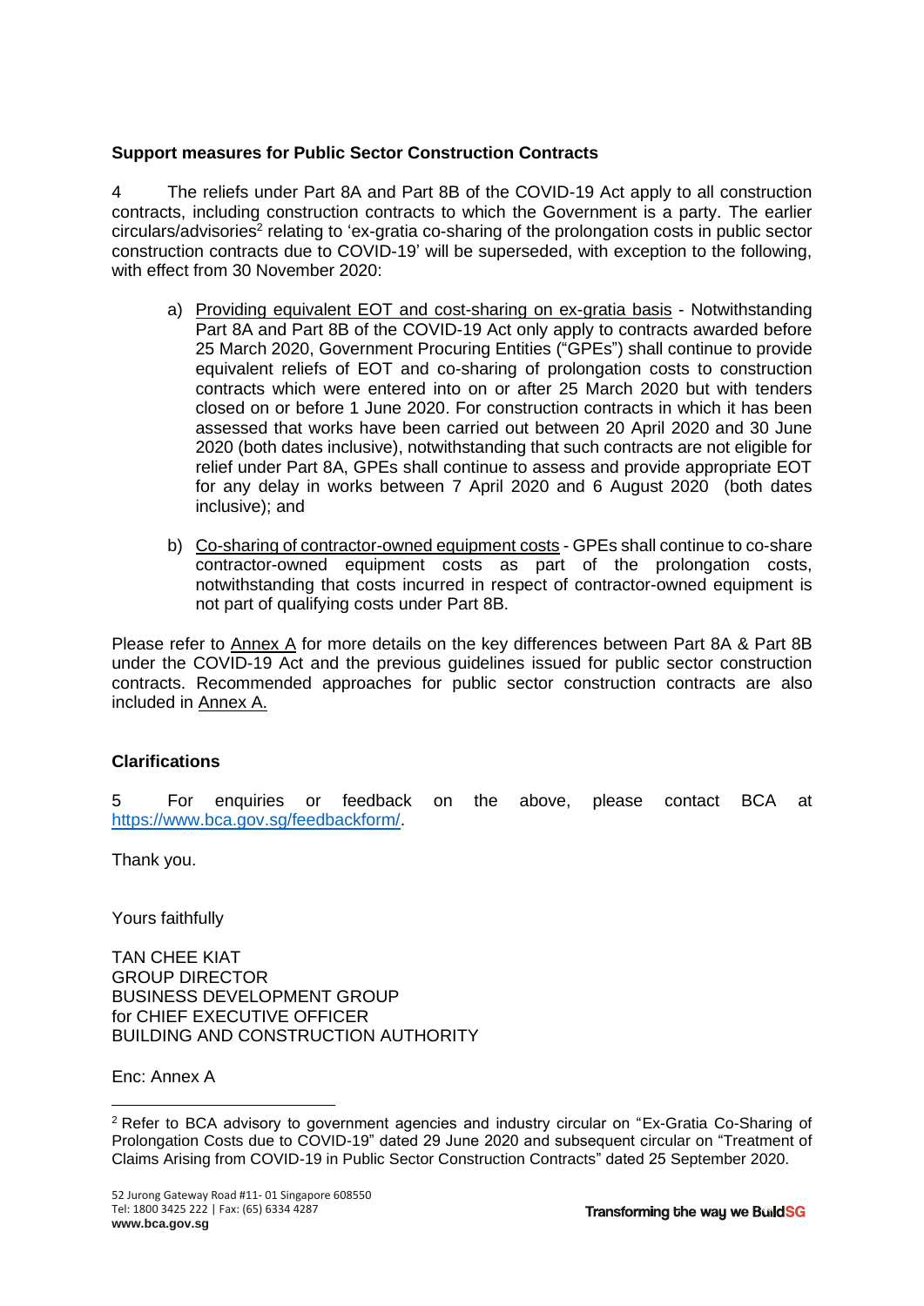**Support measures for Public Sector Construction Contracts**

4 The reliefs under Part 8A and Part 8B of the COVID-19 Act apply to all construction contracts, including construction contracts to which the Government is a party. The earlier circulars/advisories[2] relating to 'ex-gratia co-sharing of the prolongation costs in public sector construction contracts due to COVID-19' will be superseded, with exception to the following, with effect from 30 November 2020:

a) Providing equivalent EOT and cost-sharing on ex-gratia basis - Notwithstanding Part 8A and Part 8B of the COVID-19 Act only apply to contracts awarded before 25 March 2020, Government Procuring Entities ("GPEs") shall continue to provide equivalent reliefs of EOT and co-sharing of prolongation costs to construction contracts which were entered into on or after 25 March 2020 but with tenders closed on or before 1 June 2020. For construction contracts in which it has been assessed that works have been carried out between 20 April 2020 and 30 June 2020 (both dates inclusive), notwithstanding that such contracts are not eligible for relief under Part 8A, GPEs shall continue to assess and provide appropriate EOT for any delay in works between 7 April 2020 and 6 August 2020 (both dates inclusive); and

b) Co-sharing of contractor-owned equipment costs - GPEs shall continue to co-share contractor-owned equipment costs as part of the prolongation costs, notwithstanding that costs incurred in respect of contractor-owned equipment is not part of qualifying costs under Part 8B.

Please refer to Annex A for more details on the key differences between Part 8A & Part 8B under the COVID-19 Act and the previous guidelines issued for public sector construction contracts. Recommended approaches for public sector construction contracts are also included in Annex A.

**Clarifications**

5 For enquiries or feedback on the above, please contact BCA at https://www.bca.gov.sg/feedbackform/.

Thank you.

Yours faithfully

TAN CHEE KIAT
GROUP DIRECTOR
BUSINESS DEVELOPMENT GROUP
for CHIEF EXECUTIVE OFFICER
BUILDING AND CONSTRUCTION AUTHORITY

Enc: Annex A

---

[2] Refer to BCA advisory to government agencies and industry circular on "Ex-Gratia Co-Sharing of Prolongation Costs due to COVID-19" dated 29 June 2020 and subsequent circular on "Treatment of Claims Arising from COVID-19 in Public Sector Construction Contracts" dated 25 September 2020.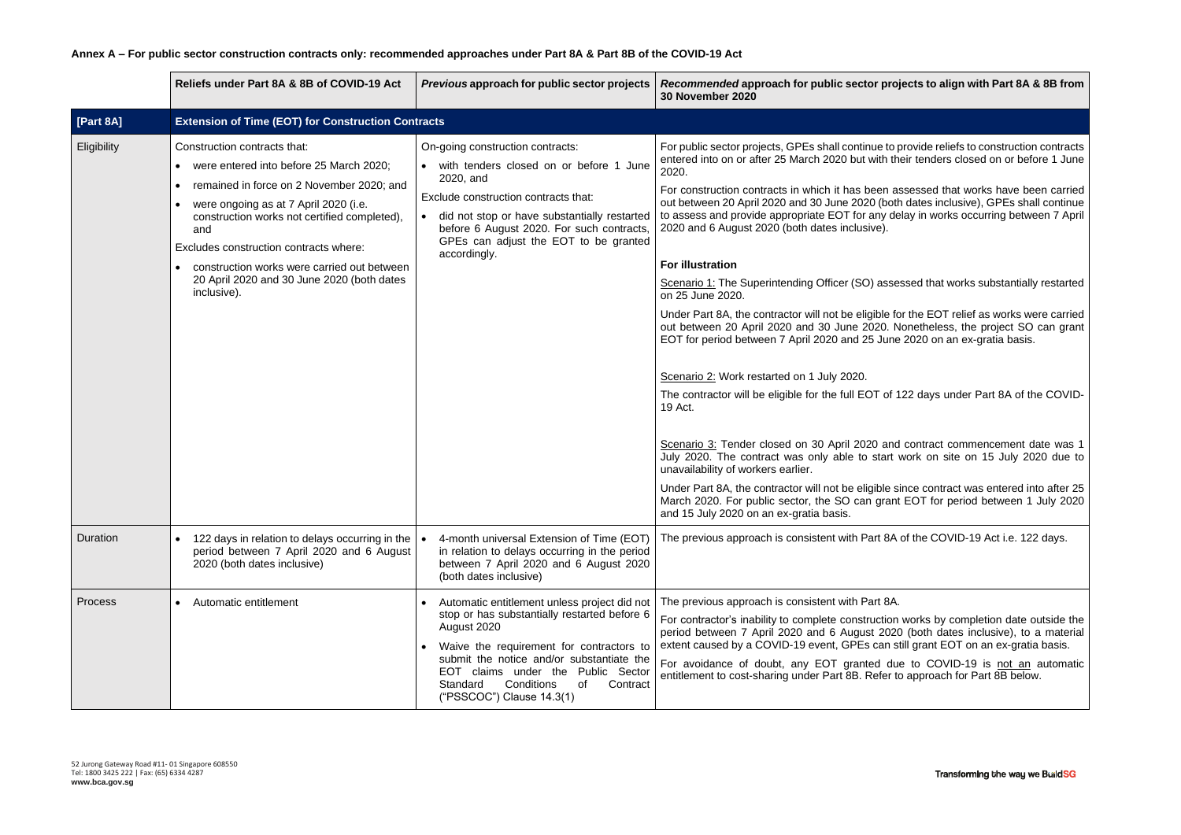**Annex A – For public sector construction contracts only: recommended approaches under Part 8A & Part 8B of the COVID-19 Act**

| | Reliefs under Part 8A & 8B of COVID-19 Act | *Previous* approach for public sector projects | *Recommended* approach for public sector projects to align with Part 8A & 8B from 30 November 2020 |
|---|---|---|---|
| **[Part 8A]** | **Extension of Time (EOT) for Construction Contracts** | | |
| Eligibility | Construction contracts that:<br>• were entered into before 25 March 2020;<br>• remained in force on 2 November 2020; and<br>• were ongoing as at 7 April 2020 (i.e. construction works not certified completed), and<br>Excludes construction contracts where:<br>• construction works were carried out between 20 April 2020 and 30 June 2020 (both dates inclusive). | On-going construction contracts:<br>• with tenders closed on or before 1 June 2020, and<br>Exclude construction contracts that:<br>• did not stop or have substantially restarted before 6 August 2020. For such contracts, GPEs can adjust the EOT to be granted accordingly. | For public sector projects, GPEs shall continue to provide reliefs to construction contracts entered into on or after 25 March 2020 but with their tenders closed on or before 1 June 2020.<br><br>For construction contracts in which it has been assessed that works have been carried out between 20 April 2020 and 30 June 2020 (both dates inclusive), GPEs shall continue to assess and provide appropriate EOT for any delay in works occurring between 7 April 2020 and 6 August 2020 (both dates inclusive).<br><br>**For illustration**<br><br>Scenario 1: The Superintending Officer (SO) assessed that works substantially restarted on 25 June 2020.<br><br>Under Part 8A, the contractor will not be eligible for the EOT relief as works were carried out between 20 April 2020 and 30 June 2020. Nonetheless, the project SO can grant EOT for period between 7 April 2020 and 25 June 2020 on an ex-gratia basis.<br><br>Scenario 2: Work restarted on 1 July 2020.<br><br>The contractor will be eligible for the full EOT of 122 days under Part 8A of the COVID-19 Act.<br><br>Scenario 3: Tender closed on 30 April 2020 and contract commencement date was 1 July 2020. The contract was only able to start work on site on 15 July 2020 due to unavailability of workers earlier.<br><br>Under Part 8A, the contractor will not be eligible since contract was entered into after 25 March 2020. For public sector, the SO can grant EOT for period between 1 July 2020 and 15 July 2020 on an ex-gratia basis. |
| Duration | • 122 days in relation to delays occurring in the period between 7 April 2020 and 6 August 2020 (both dates inclusive) | • 4-month universal Extension of Time (EOT) in relation to delays occurring in the period between 7 April 2020 and 6 August 2020 (both dates inclusive) | The previous approach is consistent with Part 8A of the COVID-19 Act i.e. 122 days. |
| Process | • Automatic entitlement | • Automatic entitlement unless project did not stop or has substantially restarted before 6 August 2020<br>• Waive the requirement for contractors to submit the notice and/or substantiate the EOT claims under the Public Sector Standard Conditions of Contract ("PSSCOC") Clause 14.3(1) | The previous approach is consistent with Part 8A.<br><br>For contractor's inability to complete construction works by completion date outside the period between 7 April 2020 and 6 August 2020 (both dates inclusive), to a material extent caused by a COVID-19 event, GPEs can still grant EOT on an ex-gratia basis.<br><br>For avoidance of doubt, any EOT granted due to COVID-19 is not an automatic entitlement to cost-sharing under Part 8B. Refer to approach for Part 8B below. |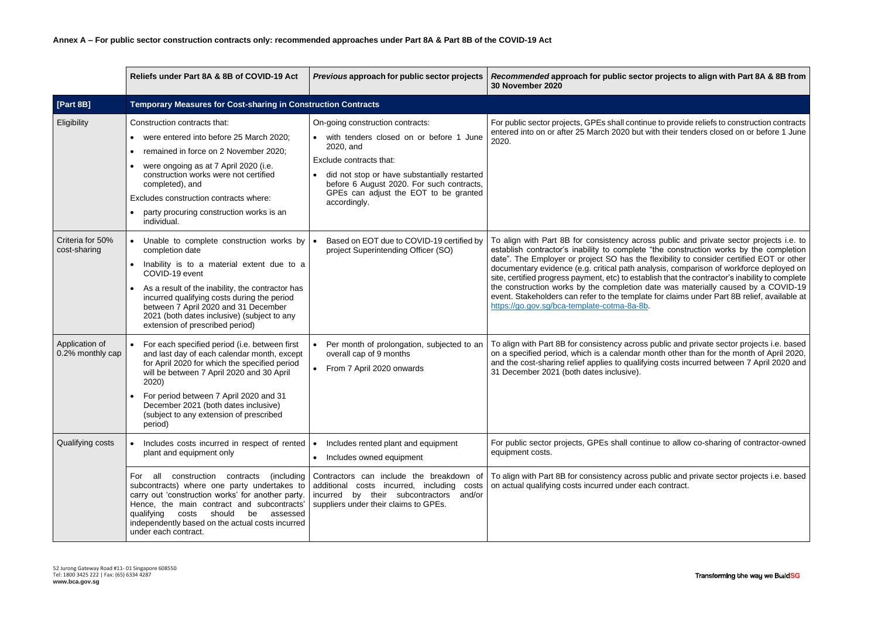**Annex A – For public sector construction contracts only: recommended approaches under Part 8A & Part 8B of the COVID-19 Act**

| | Reliefs under Part 8A & 8B of COVID-19 Act | *Previous* approach for public sector projects | *Recommended* approach for public sector projects to align with Part 8A & 8B from 30 November 2020 |
|---|---|---|---|
| **[Part 8B]** | **Temporary Measures for Cost-sharing in Construction Contracts** | | |
| Eligibility | Construction contracts that:<br>• were entered into before 25 March 2020;<br>• remained in force on 2 November 2020;<br>• were ongoing as at 7 April 2020 (i.e. construction works were not certified completed), and<br>Excludes construction contracts where:<br>• party procuring construction works is an individual. | On-going construction contracts:<br>• with tenders closed on or before 1 June 2020, and<br>Exclude contracts that:<br>• did not stop or have substantially restarted before 6 August 2020. For such contracts, GPEs can adjust the EOT to be granted accordingly. | For public sector projects, GPEs shall continue to provide reliefs to construction contracts entered into on or after 25 March 2020 but with their tenders closed on or before 1 June 2020. |
| Criteria for 50% cost-sharing | • Unable to complete construction works by completion date<br>• Inability is to a material extent due to a COVID-19 event<br>• As a result of the inability, the contractor has incurred qualifying costs during the period between 7 April 2020 and 31 December 2021 (both dates inclusive) (subject to any extension of prescribed period) | • Based on EOT due to COVID-19 certified by project Superintending Officer (SO) | To align with Part 8B for consistency across public and private sector projects i.e. to establish contractor's inability to complete "the construction works by the completion date". The Employer or project SO has the flexibility to consider certified EOT or other documentary evidence (e.g. critical path analysis, comparison of workforce deployed on site, certified progress payment, etc) to establish that the contractor's inability to complete the construction works by the completion date was materially caused by a COVID-19 event. Stakeholders can refer to the template for claims under Part 8B relief, available at https://go.gov.sg/bca-template-cotma-8a-8b. |
| Application of 0.2% monthly cap | • For each specified period (i.e. between first and last day of each calendar month, except for April 2020 for which the specified period will be between 7 April 2020 and 30 April 2020)<br>• For period between 7 April 2020 and 31 December 2021 (both dates inclusive) (subject to any extension of prescribed period) | • Per month of prolongation, subjected to an overall cap of 9 months<br>• From 7 April 2020 onwards | To align with Part 8B for consistency across public and private sector projects i.e. based on a specified period, which is a calendar month other than for the month of April 2020, and the cost-sharing relief applies to qualifying costs incurred between 7 April 2020 and 31 December 2021 (both dates inclusive). |
| Qualifying costs | • Includes costs incurred in respect of rented plant and equipment only | • Includes rented plant and equipment<br>• Includes owned equipment | For public sector projects, GPEs shall continue to allow co-sharing of contractor-owned equipment costs. |
| | For all construction contracts (including subcontracts) where one party undertakes to carry out 'construction works' for another party. Hence, the main contract and subcontracts' qualifying costs should be assessed independently based on the actual costs incurred under each contract. | Contractors can include the breakdown of additional costs incurred, including costs incurred by their subcontractors and/or suppliers under their claims to GPEs. | To align with Part 8B for consistency across public and private sector projects i.e. based on actual qualifying costs incurred under each contract. |

52 Jurong Gateway Road #11- 01 Singapore 608550
Tel: 1800 3425 222 | Fax: (65) 6334 4287
**www.bca.gov.sg**

Transforming the way we BuildSG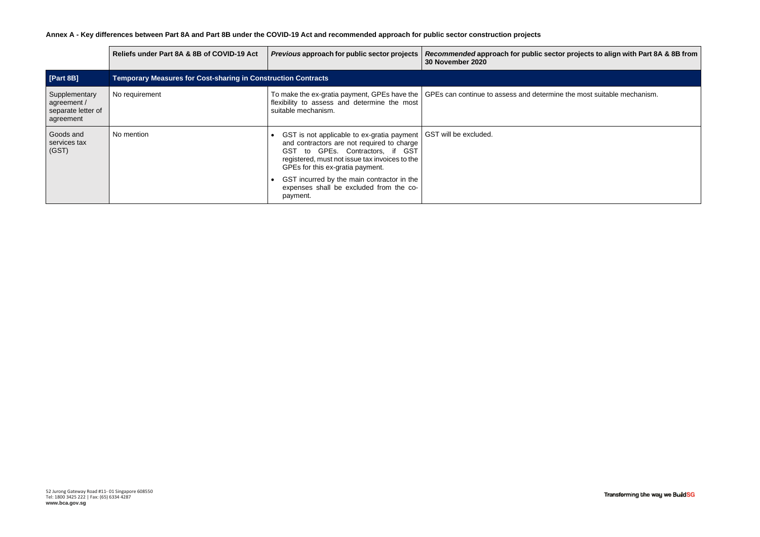**Annex A - Key differences between Part 8A and Part 8B under the COVID-19 Act and recommended approach for public sector construction projects**

| | **Reliefs under Part 8A & 8B of COVID-19 Act** | ***Previous* approach for public sector projects** | ***Recommended* approach for public sector projects to align with Part 8A & 8B from 30 November 2020** |
|---|---|---|---|
| **[Part 8B]** | **Temporary Measures for Cost-sharing in Construction Contracts** | | |
| Supplementary agreement / separate letter of agreement | No requirement | To make the ex-gratia payment, GPEs have the flexibility to assess and determine the most suitable mechanism. | GPEs can continue to assess and determine the most suitable mechanism. |
| Goods and services tax (GST) | No mention | • GST is not applicable to ex-gratia payment and contractors are not required to charge GST to GPEs. Contractors, if GST registered, must not issue tax invoices to the GPEs for this ex-gratia payment.<br>• GST incurred by the main contractor in the expenses shall be excluded from the co-payment. | GST will be excluded. |